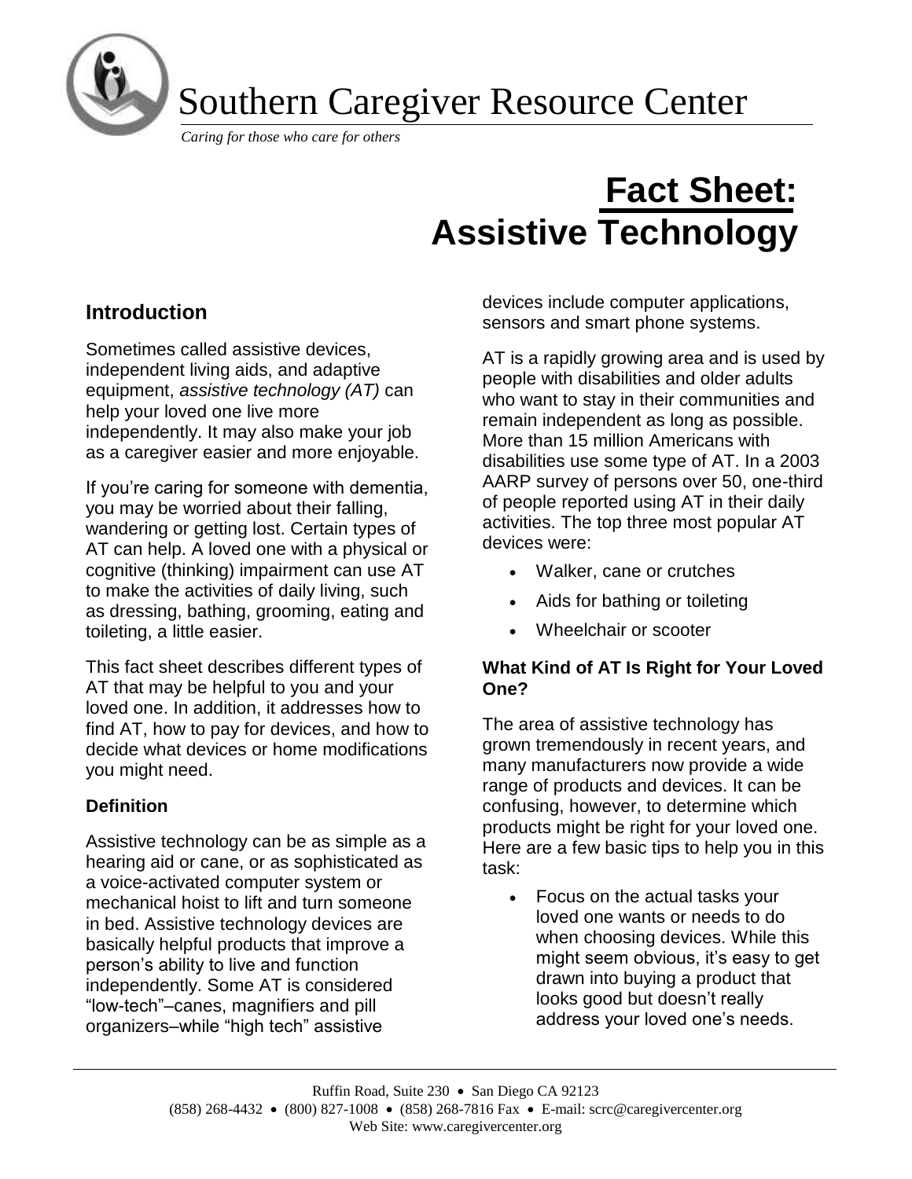# Southern Caregiver Resource Center

*Caring for those who care for others*

# Fact Sheet: Assistive Technology

## Introduction

Sometimes called assistive devices, independent living aids, and adaptive equipment, *assistive technology (AT)* can help your loved one live more independently. It may also make your job as a caregiver easier and more enjoyable.

If you're caring for someone with dementia, you may be worried about their falling, wandering or getting lost. Certain types of AT can help. A loved one with a physical or cognitive (thinking) impairment can use AT to make the activities of daily living, such as dressing, bathing, grooming, eating and toileting, a little easier.

This fact sheet describes different types of AT that may be helpful to you and your loved one. In addition, it addresses how to find AT, how to pay for devices, and how to decide what devices or home modifications you might need.

### Definition

Assistive technology can be as simple as a hearing aid or cane, or as sophisticated as a voice-activated computer system or mechanical hoist to lift and turn someone in bed. Assistive technology devices are basically helpful products that improve a person's ability to live and function independently. Some AT is considered "low-tech"–canes, magnifiers and pill organizers–while "high tech" assistive devices include computer applications, sensors and smart phone systems.

AT is a rapidly growing area and is used by people with disabilities and older adults who want to stay in their communities and remain independent as long as possible. More than 15 million Americans with disabilities use some type of AT. In a 2003 AARP survey of persons over 50, one-third of people reported using AT in their daily activities. The top three most popular AT devices were:

- Walker, cane or crutches
- Aids for bathing or toileting
- Wheelchair or scooter

### What Kind of AT Is Right for Your Loved One?

The area of assistive technology has grown tremendously in recent years, and many manufacturers now provide a wide range of products and devices. It can be confusing, however, to determine which products might be right for your loved one. Here are a few basic tips to help you in this task:

- Focus on the actual tasks your loved one wants or needs to do when choosing devices. While this might seem obvious, it's easy to get drawn into buying a product that looks good but doesn't really address your loved one's needs.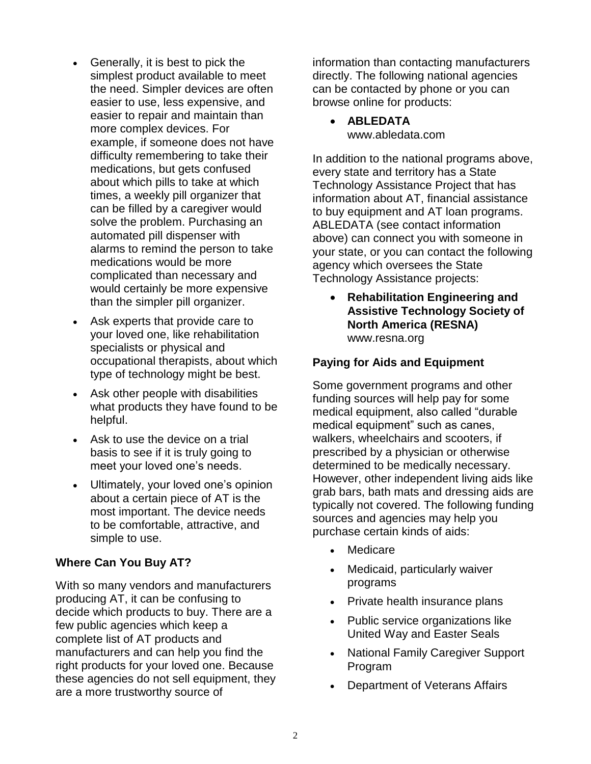- Generally, it is best to pick the simplest product available to meet the need. Simpler devices are often easier to use, less expensive, and easier to repair and maintain than more complex devices. For example, if someone does not have difficulty remembering to take their medications, but gets confused about which pills to take at which times, a weekly pill organizer that can be filled by a caregiver would solve the problem. Purchasing an automated pill dispenser with alarms to remind the person to take medications would be more complicated than necessary and would certainly be more expensive than the simpler pill organizer.
- Ask experts that provide care to your loved one, like rehabilitation specialists or physical and occupational therapists, about which type of technology might be best.
- Ask other people with disabilities what products they have found to be helpful.
- Ask to use the device on a trial basis to see if it is truly going to meet your loved one's needs.
- Ultimately, your loved one's opinion about a certain piece of AT is the most important. The device needs to be comfortable, attractive, and simple to use.

### Where Can You Buy AT?

With so many vendors and manufacturers producing AT, it can be confusing to decide which products to buy. There are a few public agencies which keep a complete list of AT products and manufacturers and can help you find the right products for your loved one. Because these agencies do not sell equipment, they are a more trustworthy source of information than contacting manufacturers directly. The following national agencies can be contacted by phone or you can browse online for products:

- **ABLEDATA**
  www.abledata.com

In addition to the national programs above, every state and territory has a State Technology Assistance Project that has information about AT, financial assistance to buy equipment and AT loan programs. ABLEDATA (see contact information above) can connect you with someone in your state, or you can contact the following agency which oversees the State Technology Assistance projects:

- **Rehabilitation Engineering and Assistive Technology Society of North America (RESNA)**
  www.resna.org

### Paying for Aids and Equipment

Some government programs and other funding sources will help pay for some medical equipment, also called "durable medical equipment" such as canes, walkers, wheelchairs and scooters, if prescribed by a physician or otherwise determined to be medically necessary. However, other independent living aids like grab bars, bath mats and dressing aids are typically not covered. The following funding sources and agencies may help you purchase certain kinds of aids:

- Medicare
- Medicaid, particularly waiver programs
- Private health insurance plans
- Public service organizations like United Way and Easter Seals
- National Family Caregiver Support Program
- Department of Veterans Affairs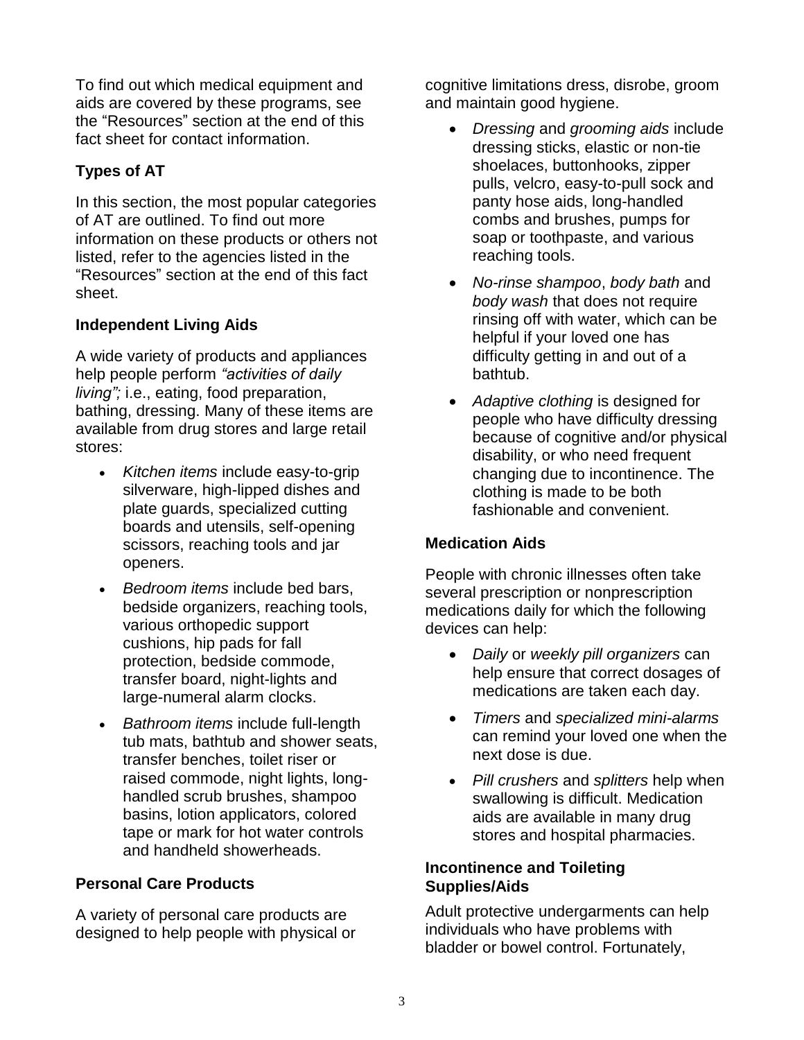To find out which medical equipment and aids are covered by these programs, see the "Resources" section at the end of this fact sheet for contact information.

### Types of AT

In this section, the most popular categories of AT are outlined. To find out more information on these products or others not listed, refer to the agencies listed in the "Resources" section at the end of this fact sheet.

### Independent Living Aids

A wide variety of products and appliances help people perform *"activities of daily living";* i.e., eating, food preparation, bathing, dressing. Many of these items are available from drug stores and large retail stores:

- *Kitchen items* include easy-to-grip silverware, high-lipped dishes and plate guards, specialized cutting boards and utensils, self-opening scissors, reaching tools and jar openers.
- *Bedroom items* include bed bars, bedside organizers, reaching tools, various orthopedic support cushions, hip pads for fall protection, bedside commode, transfer board, night-lights and large-numeral alarm clocks.
- *Bathroom items* include full-length tub mats, bathtub and shower seats, transfer benches, toilet riser or raised commode, night lights, long-handled scrub brushes, shampoo basins, lotion applicators, colored tape or mark for hot water controls and handheld showerheads.

### Personal Care Products

A variety of personal care products are designed to help people with physical or cognitive limitations dress, disrobe, groom and maintain good hygiene.

- *Dressing* and *grooming aids* include dressing sticks, elastic or non-tie shoelaces, buttonhooks, zipper pulls, velcro, easy-to-pull sock and panty hose aids, long-handled combs and brushes, pumps for soap or toothpaste, and various reaching tools.
- *No-rinse shampoo*, *body bath* and *body wash* that does not require rinsing off with water, which can be helpful if your loved one has difficulty getting in and out of a bathtub.
- *Adaptive clothing* is designed for people who have difficulty dressing because of cognitive and/or physical disability, or who need frequent changing due to incontinence. The clothing is made to be both fashionable and convenient.

### Medication Aids

People with chronic illnesses often take several prescription or nonprescription medications daily for which the following devices can help:

- *Daily* or *weekly pill organizers* can help ensure that correct dosages of medications are taken each day.
- *Timers* and *specialized mini-alarms* can remind your loved one when the next dose is due.
- *Pill crushers* and *splitters* help when swallowing is difficult. Medication aids are available in many drug stores and hospital pharmacies.

### Incontinence and Toileting Supplies/Aids

Adult protective undergarments can help individuals who have problems with bladder or bowel control. Fortunately,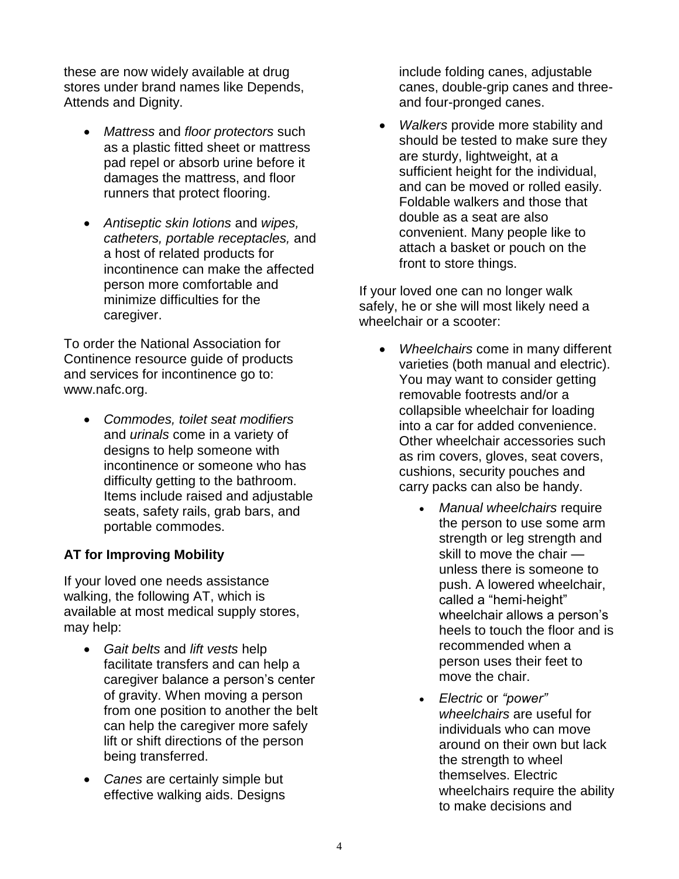these are now widely available at drug stores under brand names like Depends, Attends and Dignity.

- *Mattress* and *floor protectors* such as a plastic fitted sheet or mattress pad repel or absorb urine before it damages the mattress, and floor runners that protect flooring.

- *Antiseptic skin lotions* and *wipes, catheters, portable receptacles,* and a host of related products for incontinence can make the affected person more comfortable and minimize difficulties for the caregiver.

To order the National Association for Continence resource guide of products and services for incontinence go to: www.nafc.org.

- *Commodes, toilet seat modifiers* and *urinals* come in a variety of designs to help someone with incontinence or someone who has difficulty getting to the bathroom. Items include raised and adjustable seats, safety rails, grab bars, and portable commodes.

**AT for Improving Mobility**

If your loved one needs assistance walking, the following AT, which is available at most medical supply stores, may help:

- *Gait belts* and *lift vests* help facilitate transfers and can help a caregiver balance a person's center of gravity. When moving a person from one position to another the belt can help the caregiver more safely lift or shift directions of the person being transferred.

- *Canes* are certainly simple but effective walking aids. Designs include folding canes, adjustable canes, double-grip canes and three- and four-pronged canes.

- *Walkers* provide more stability and should be tested to make sure they are sturdy, lightweight, at a sufficient height for the individual, and can be moved or rolled easily. Foldable walkers and those that double as a seat are also convenient. Many people like to attach a basket or pouch on the front to store things.

If your loved one can no longer walk safely, he or she will most likely need a wheelchair or a scooter:

- *Wheelchairs* come in many different varieties (both manual and electric). You may want to consider getting removable footrests and/or a collapsible wheelchair for loading into a car for added convenience. Other wheelchair accessories such as rim covers, gloves, seat covers, cushions, security pouches and carry packs can also be handy.
    - *Manual wheelchairs* require the person to use some arm strength or leg strength and skill to move the chair — unless there is someone to push. A lowered wheelchair, called a "hemi-height" wheelchair allows a person's heels to touch the floor and is recommended when a person uses their feet to move the chair.
    - *Electric* or *"power" wheelchairs* are useful for individuals who can move around on their own but lack the strength to wheel themselves. Electric wheelchairs require the ability to make decisions and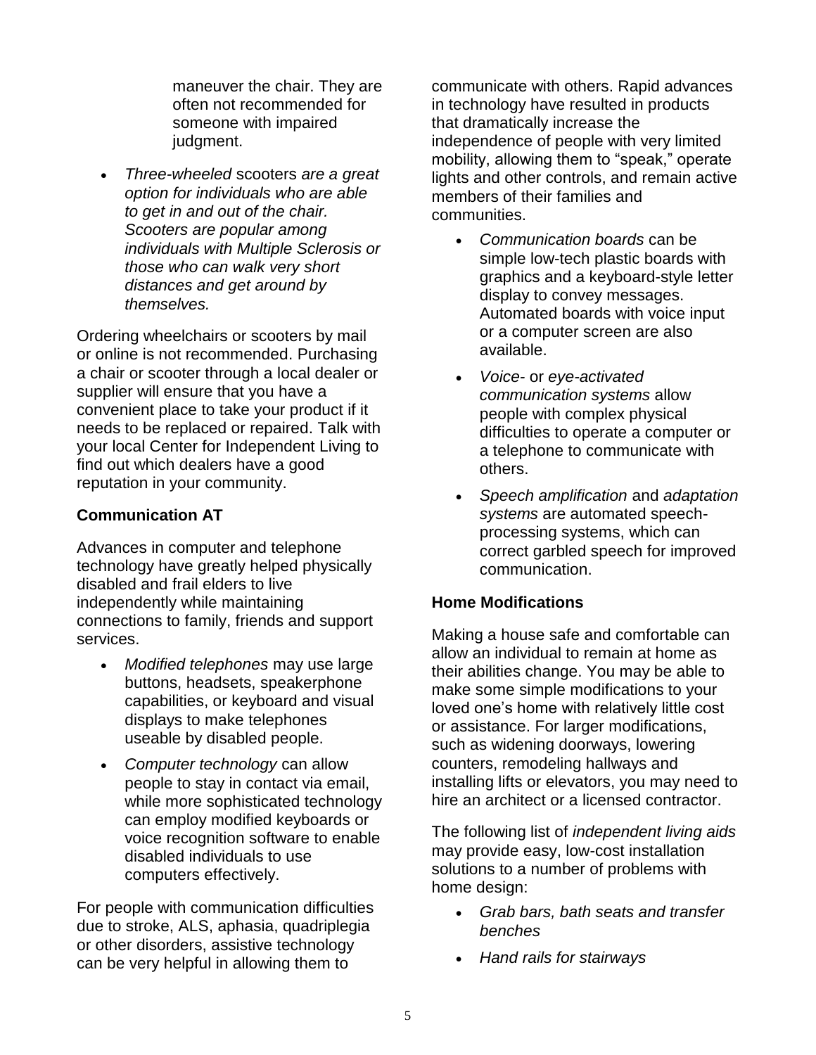maneuver the chair. They are often not recommended for someone with impaired judgment.

- *Three-wheeled* scooters *are a great option for individuals who are able to get in and out of the chair. Scooters are popular among individuals with Multiple Sclerosis or those who can walk very short distances and get around by themselves.*

Ordering wheelchairs or scooters by mail or online is not recommended. Purchasing a chair or scooter through a local dealer or supplier will ensure that you have a convenient place to take your product if it needs to be replaced or repaired. Talk with your local Center for Independent Living to find out which dealers have a good reputation in your community.

**Communication AT**

Advances in computer and telephone technology have greatly helped physically disabled and frail elders to live independently while maintaining connections to family, friends and support services.

- *Modified telephones* may use large buttons, headsets, speakerphone capabilities, or keyboard and visual displays to make telephones useable by disabled people.
- *Computer technology* can allow people to stay in contact via email, while more sophisticated technology can employ modified keyboards or voice recognition software to enable disabled individuals to use computers effectively.

For people with communication difficulties due to stroke, ALS, aphasia, quadriplegia or other disorders, assistive technology can be very helpful in allowing them to communicate with others. Rapid advances in technology have resulted in products that dramatically increase the independence of people with very limited mobility, allowing them to "speak," operate lights and other controls, and remain active members of their families and communities.

- *Communication boards* can be simple low-tech plastic boards with graphics and a keyboard-style letter display to convey messages. Automated boards with voice input or a computer screen are also available.
- *Voice-* or *eye-activated communication systems* allow people with complex physical difficulties to operate a computer or a telephone to communicate with others.
- *Speech amplification* and *adaptation systems* are automated speech-processing systems, which can correct garbled speech for improved communication.

**Home Modifications**

Making a house safe and comfortable can allow an individual to remain at home as their abilities change. You may be able to make some simple modifications to your loved one's home with relatively little cost or assistance. For larger modifications, such as widening doorways, lowering counters, remodeling hallways and installing lifts or elevators, you may need to hire an architect or a licensed contractor.

The following list of *independent living aids* may provide easy, low-cost installation solutions to a number of problems with home design:

- *Grab bars, bath seats and transfer benches*
- *Hand rails for stairways*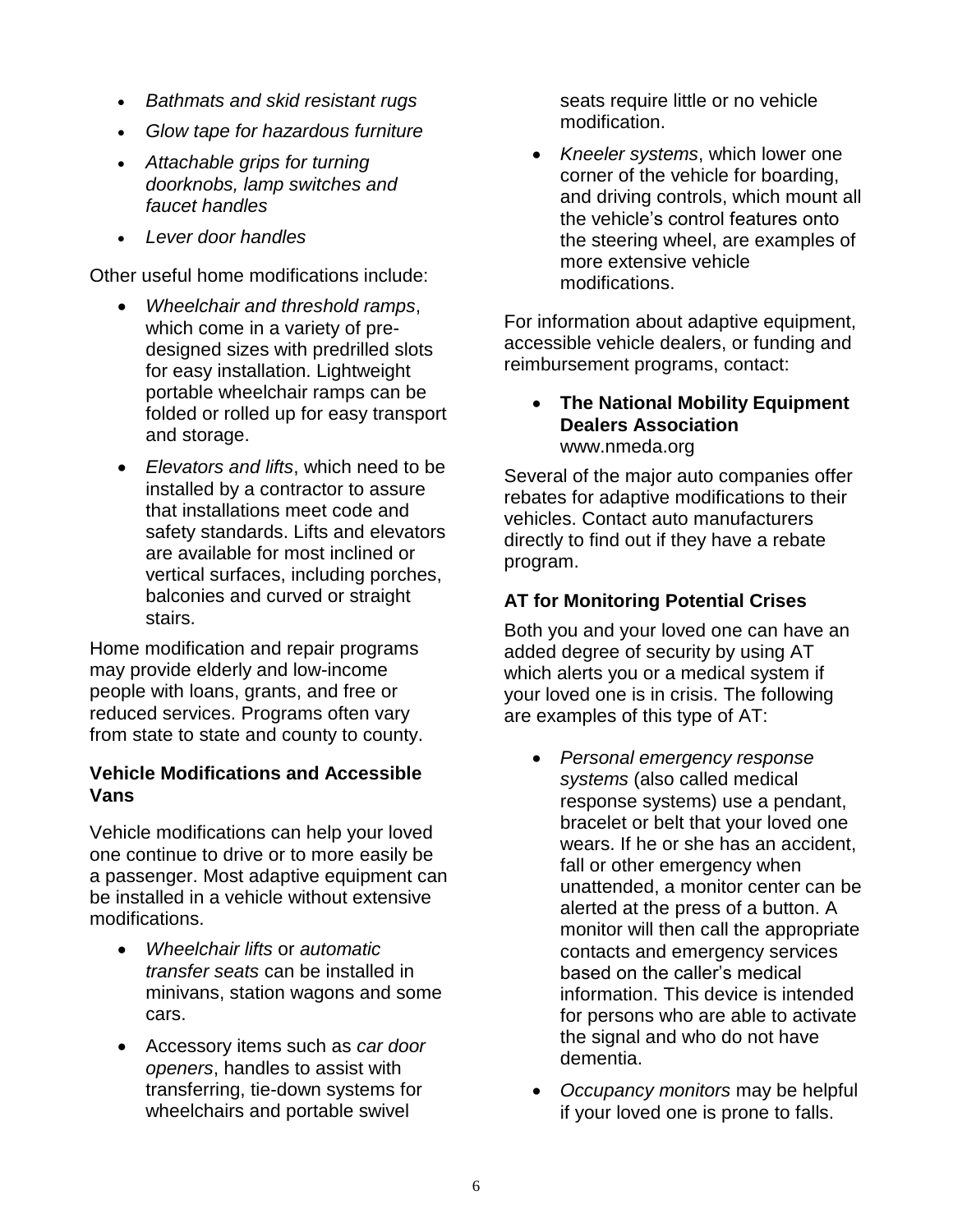- *Bathmats and skid resistant rugs*
- *Glow tape for hazardous furniture*
- *Attachable grips for turning doorknobs, lamp switches and faucet handles*
- *Lever door handles*

Other useful home modifications include:

- *Wheelchair and threshold ramps*, which come in a variety of pre-designed sizes with predrilled slots for easy installation. Lightweight portable wheelchair ramps can be folded or rolled up for easy transport and storage.
- *Elevators and lifts*, which need to be installed by a contractor to assure that installations meet code and safety standards. Lifts and elevators are available for most inclined or vertical surfaces, including porches, balconies and curved or straight stairs.

Home modification and repair programs may provide elderly and low-income people with loans, grants, and free or reduced services. Programs often vary from state to state and county to county.

### Vehicle Modifications and Accessible Vans

Vehicle modifications can help your loved one continue to drive or to more easily be a passenger. Most adaptive equipment can be installed in a vehicle without extensive modifications.

- *Wheelchair lifts* or *automatic transfer seats* can be installed in minivans, station wagons and some cars.
- Accessory items such as *car door openers*, handles to assist with transferring, tie-down systems for wheelchairs and portable swivel seats require little or no vehicle modification.
- *Kneeler systems*, which lower one corner of the vehicle for boarding, and driving controls, which mount all the vehicle's control features onto the steering wheel, are examples of more extensive vehicle modifications.

For information about adaptive equipment, accessible vehicle dealers, or funding and reimbursement programs, contact:

- **The National Mobility Equipment Dealers Association**
  www.nmeda.org

Several of the major auto companies offer rebates for adaptive modifications to their vehicles. Contact auto manufacturers directly to find out if they have a rebate program.

### AT for Monitoring Potential Crises

Both you and your loved one can have an added degree of security by using AT which alerts you or a medical system if your loved one is in crisis. The following are examples of this type of AT:

- *Personal emergency response systems* (also called medical response systems) use a pendant, bracelet or belt that your loved one wears. If he or she has an accident, fall or other emergency when unattended, a monitor center can be alerted at the press of a button. A monitor will then call the appropriate contacts and emergency services based on the caller's medical information. This device is intended for persons who are able to activate the signal and who do not have dementia.
- *Occupancy monitors* may be helpful if your loved one is prone to falls.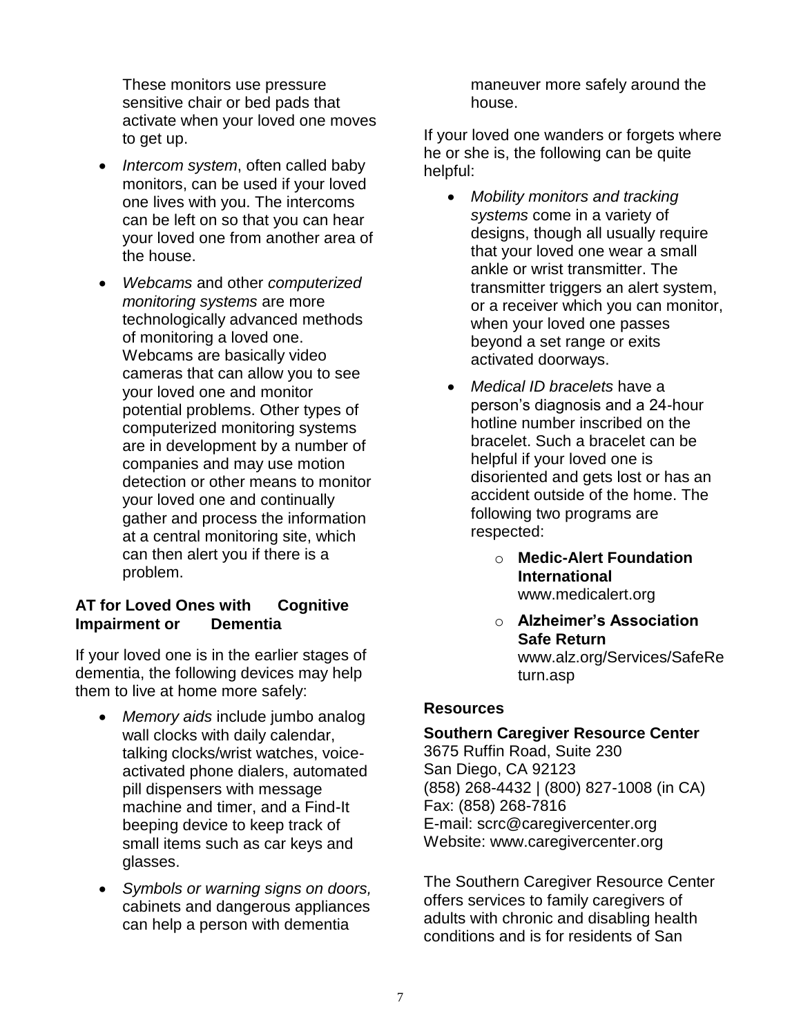These monitors use pressure sensitive chair or bed pads that activate when your loved one moves to get up.

- *Intercom system*, often called baby monitors, can be used if your loved one lives with you. The intercoms can be left on so that you can hear your loved one from another area of the house.
- *Webcams* and other *computerized monitoring systems* are more technologically advanced methods of monitoring a loved one. Webcams are basically video cameras that can allow you to see your loved one and monitor potential problems. Other types of computerized monitoring systems are in development by a number of companies and may use motion detection or other means to monitor your loved one and continually gather and process the information at a central monitoring site, which can then alert you if there is a problem.

### AT for Loved Ones with Cognitive Impairment or Dementia

If your loved one is in the earlier stages of dementia, the following devices may help them to live at home more safely:

- *Memory aids* include jumbo analog wall clocks with daily calendar, talking clocks/wrist watches, voice-activated phone dialers, automated pill dispensers with message machine and timer, and a Find-It beeping device to keep track of small items such as car keys and glasses.
- *Symbols or warning signs on doors,* cabinets and dangerous appliances can help a person with dementia maneuver more safely around the house.

If your loved one wanders or forgets where he or she is, the following can be quite helpful:

- *Mobility monitors and tracking systems* come in a variety of designs, though all usually require that your loved one wear a small ankle or wrist transmitter. The transmitter triggers an alert system, or a receiver which you can monitor, when your loved one passes beyond a set range or exits activated doorways.
- *Medical ID bracelets* have a person's diagnosis and a 24-hour hotline number inscribed on the bracelet. Such a bracelet can be helpful if your loved one is disoriented and gets lost or has an accident outside of the home. The following two programs are respected:
  - **Medic-Alert Foundation International** www.medicalert.org
  - **Alzheimer's Association Safe Return** www.alz.org/Services/SafeReturn.asp

### Resources

**Southern Caregiver Resource Center**
3675 Ruffin Road, Suite 230
San Diego, CA 92123
(858) 268-4432 | (800) 827-1008 (in CA)
Fax: (858) 268-7816
E-mail: scrc@caregivercenter.org
Website: www.caregivercenter.org

The Southern Caregiver Resource Center offers services to family caregivers of adults with chronic and disabling health conditions and is for residents of San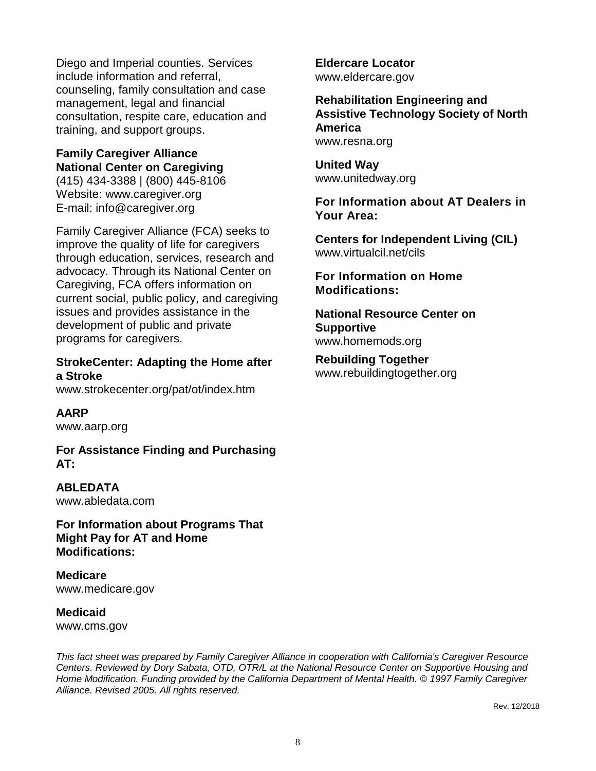Diego and Imperial counties. Services include information and referral, counseling, family consultation and case management, legal and financial consultation, respite care, education and training, and support groups.

**Family Caregiver Alliance**
**National Center on Caregiving**
(415) 434-3388 | (800) 445-8106
Website: www.caregiver.org
E-mail: info@caregiver.org

Family Caregiver Alliance (FCA) seeks to improve the quality of life for caregivers through education, services, research and advocacy. Through its National Center on Caregiving, FCA offers information on current social, public policy, and caregiving issues and provides assistance in the development of public and private programs for caregivers.

**StrokeCenter: Adapting the Home after a Stroke**
www.strokecenter.org/pat/ot/index.htm

**AARP**
www.aarp.org

**For Assistance Finding and Purchasing AT:**

**ABLEDATA**
www.abledata.com

**For Information about Programs That Might Pay for AT and Home Modifications:**

**Medicare**
www.medicare.gov

**Medicaid**
www.cms.gov

**Eldercare Locator**
www.eldercare.gov

**Rehabilitation Engineering and Assistive Technology Society of North America**
www.resna.org

**United Way**
www.unitedway.org

**For Information about AT Dealers in Your Area:**

**Centers for Independent Living (CIL)**
www.virtualcil.net/cils

**For Information on Home Modifications:**

**National Resource Center on Supportive**
www.homemods.org

**Rebuilding Together**
www.rebuildingtogether.org

*This fact sheet was prepared by Family Caregiver Alliance in cooperation with California's Caregiver Resource Centers. Reviewed by Dory Sabata, OTD, OTR/L at the National Resource Center on Supportive Housing and Home Modification. Funding provided by the California Department of Mental Health. © 1997 Family Caregiver Alliance. Revised 2005. All rights reserved.*

Rev. 12/2018